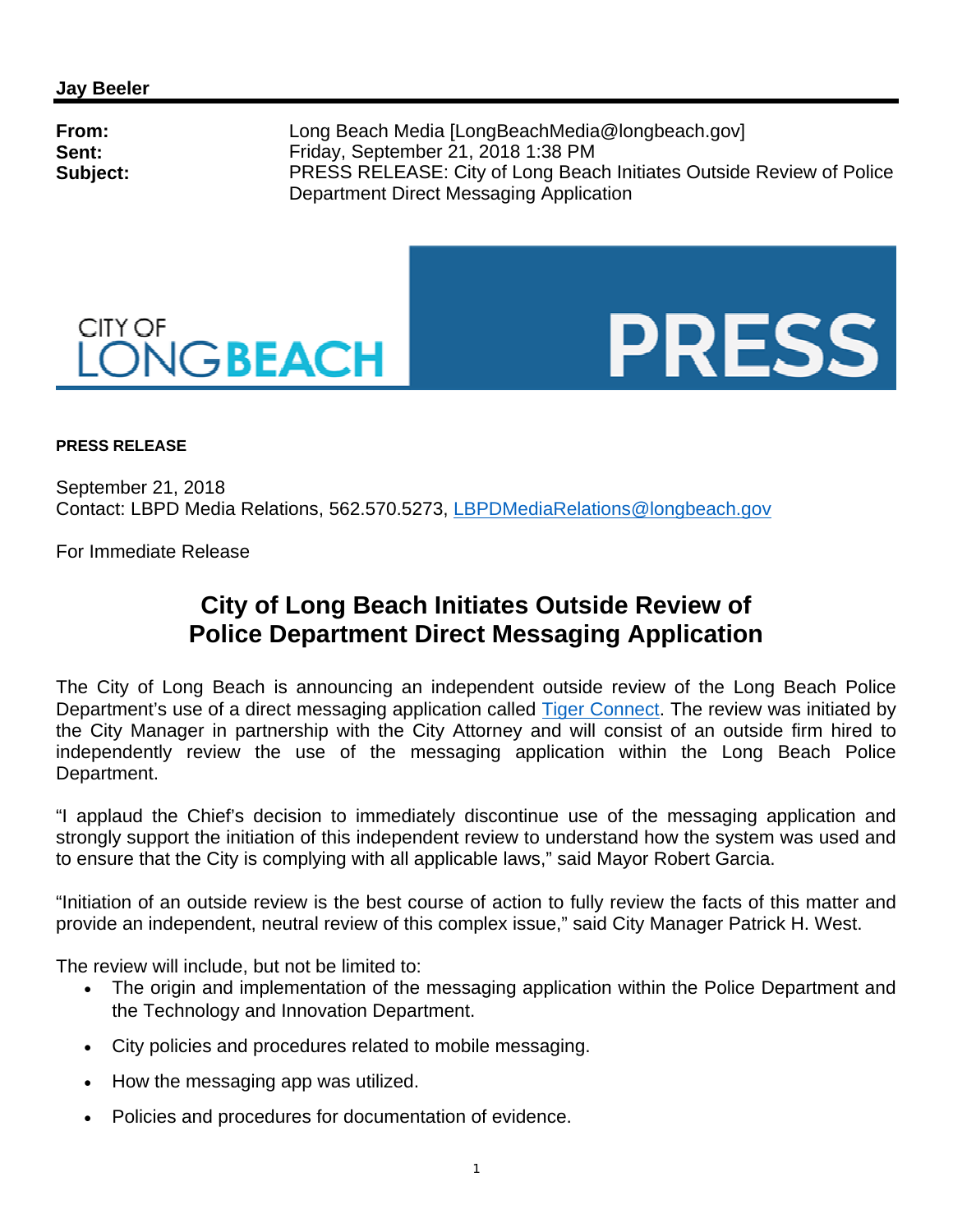**Jay Beeler**

**From:** Long Beach Media [LongBeachMedia@longbeach.gov]
**Sent:** Friday, September 21, 2018 1:38 PM
**Subject:** PRESS RELEASE: City of Long Beach Initiates Outside Review of Police Department Direct Messaging Application

CITY OF LONGBEACH PRESS

**PRESS RELEASE**

September 21, 2018
Contact: LBPD Media Relations, 562.570.5273, LBPDMediaRelations@longbeach.gov

For Immediate Release

# City of Long Beach Initiates Outside Review of Police Department Direct Messaging Application

The City of Long Beach is announcing an independent outside review of the Long Beach Police Department's use of a direct messaging application called Tiger Connect. The review was initiated by the City Manager in partnership with the City Attorney and will consist of an outside firm hired to independently review the use of the messaging application within the Long Beach Police Department.

"I applaud the Chief's decision to immediately discontinue use of the messaging application and strongly support the initiation of this independent review to understand how the system was used and to ensure that the City is complying with all applicable laws," said Mayor Robert Garcia.

"Initiation of an outside review is the best course of action to fully review the facts of this matter and provide an independent, neutral review of this complex issue," said City Manager Patrick H. West.

The review will include, but not be limited to:

- The origin and implementation of the messaging application within the Police Department and the Technology and Innovation Department.
- City policies and procedures related to mobile messaging.
- How the messaging app was utilized.
- Policies and procedures for documentation of evidence.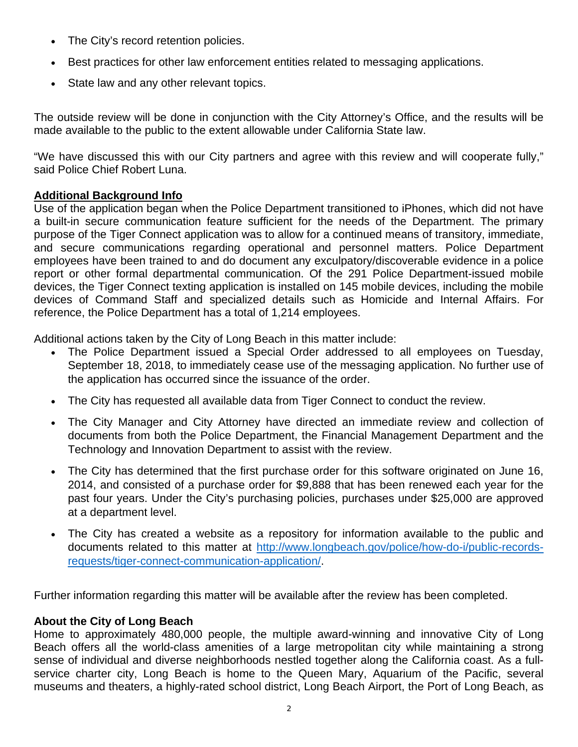- The City's record retention policies.
- Best practices for other law enforcement entities related to messaging applications.
- State law and any other relevant topics.

The outside review will be done in conjunction with the City Attorney's Office, and the results will be made available to the public to the extent allowable under California State law.

"We have discussed this with our City partners and agree with this review and will cooperate fully," said Police Chief Robert Luna.

**Additional Background Info**

Use of the application began when the Police Department transitioned to iPhones, which did not have a built-in secure communication feature sufficient for the needs of the Department. The primary purpose of the Tiger Connect application was to allow for a continued means of transitory, immediate, and secure communications regarding operational and personnel matters. Police Department employees have been trained to and do document any exculpatory/discoverable evidence in a police report or other formal departmental communication. Of the 291 Police Department-issued mobile devices, the Tiger Connect texting application is installed on 145 mobile devices, including the mobile devices of Command Staff and specialized details such as Homicide and Internal Affairs. For reference, the Police Department has a total of 1,214 employees.

Additional actions taken by the City of Long Beach in this matter include:

- The Police Department issued a Special Order addressed to all employees on Tuesday, September 18, 2018, to immediately cease use of the messaging application. No further use of the application has occurred since the issuance of the order.
- The City has requested all available data from Tiger Connect to conduct the review.
- The City Manager and City Attorney have directed an immediate review and collection of documents from both the Police Department, the Financial Management Department and the Technology and Innovation Department to assist with the review.
- The City has determined that the first purchase order for this software originated on June 16, 2014, and consisted of a purchase order for $9,888 that has been renewed each year for the past four years. Under the City's purchasing policies, purchases under $25,000 are approved at a department level.
- The City has created a website as a repository for information available to the public and documents related to this matter at http://www.longbeach.gov/police/how-do-i/public-records-requests/tiger-connect-communication-application/.

Further information regarding this matter will be available after the review has been completed.

**About the City of Long Beach**

Home to approximately 480,000 people, the multiple award-winning and innovative City of Long Beach offers all the world-class amenities of a large metropolitan city while maintaining a strong sense of individual and diverse neighborhoods nestled together along the California coast. As a full-service charter city, Long Beach is home to the Queen Mary, Aquarium of the Pacific, several museums and theaters, a highly-rated school district, Long Beach Airport, the Port of Long Beach, as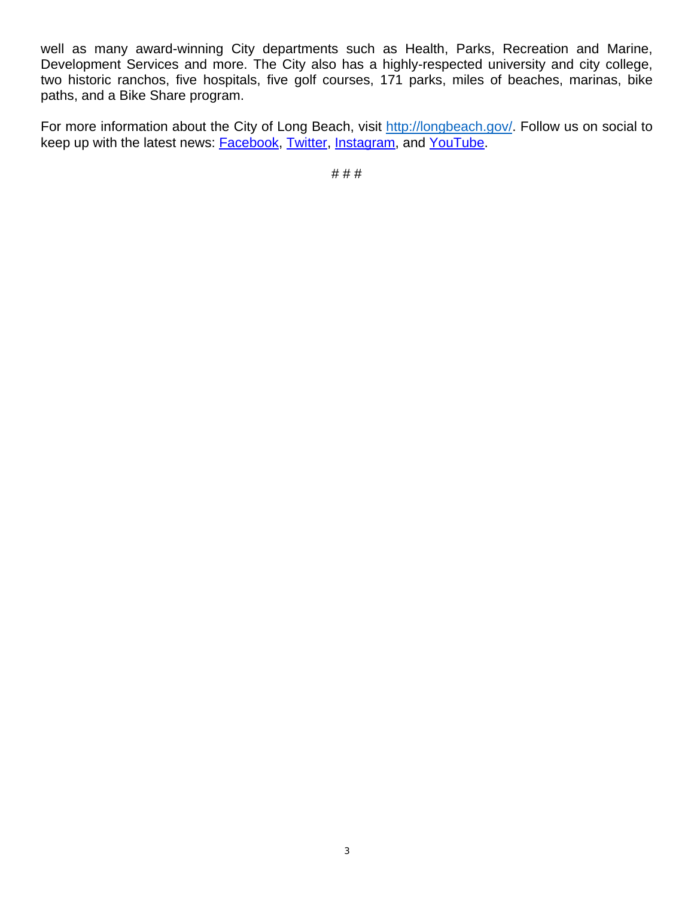well as many award-winning City departments such as Health, Parks, Recreation and Marine, Development Services and more. The City also has a highly-respected university and city college, two historic ranchos, five hospitals, five golf courses, 171 parks, miles of beaches, marinas, bike paths, and a Bike Share program.

For more information about the City of Long Beach, visit [http://longbeach.gov/](http://longbeach.gov/). Follow us on social to keep up with the latest news: Facebook, Twitter, Instagram, and YouTube.

# # #